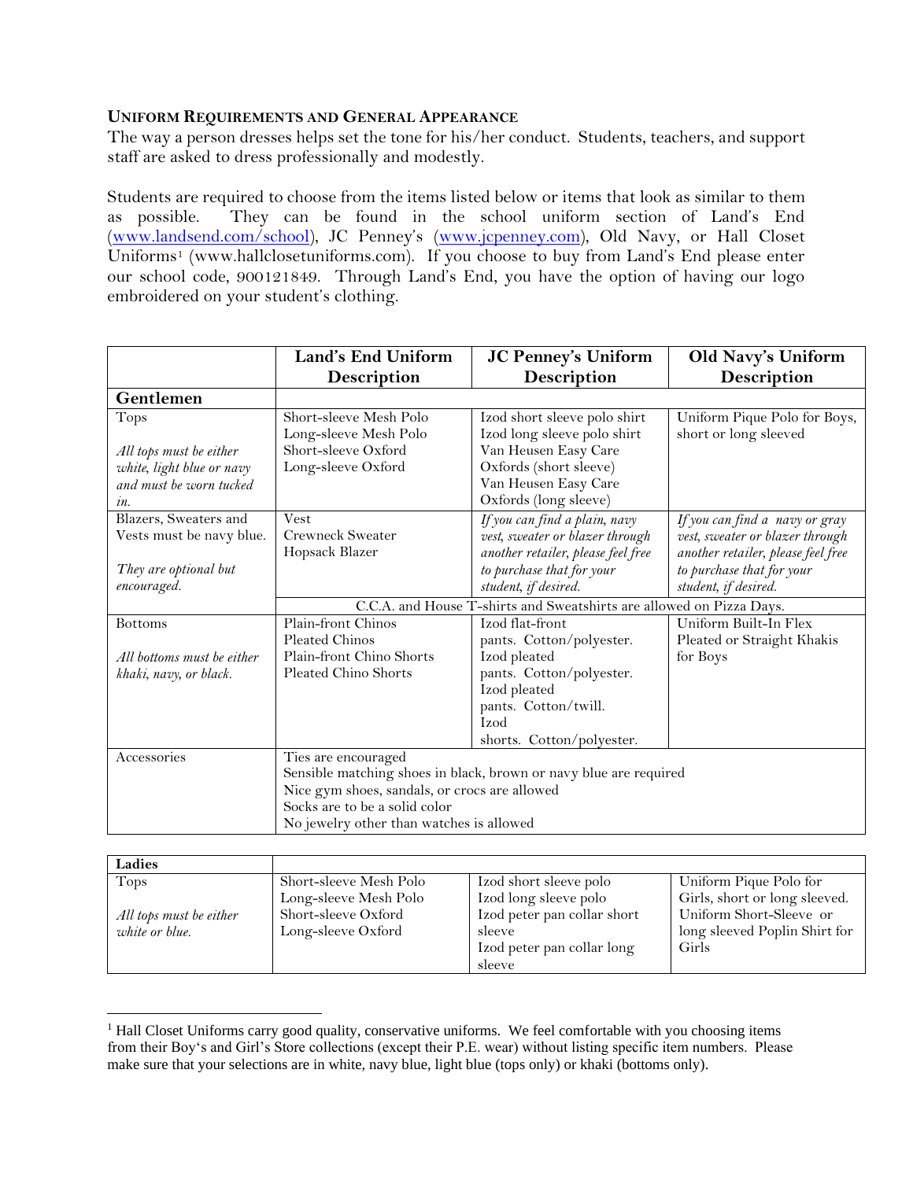### UNIFORM REQUIREMENTS AND GENERAL APPEARANCE

The way a person dresses helps set the tone for his/her conduct. Students, teachers, and support staff are asked to dress professionally and modestly.

Students are required to choose from the items listed below or items that look as similar to them as possible. They can be found in the school uniform section of Land's End (www.landsend.com/school), JC Penney's (www.jcpenney.com), Old Navy, or Hall Closet Uniforms[1] (www.hallclosetuniforms.com). If you choose to buy from Land's End please enter our school code, 900121849. Through Land's End, you have the option of having our logo embroidered on your student's clothing.

| | Land's End Uniform Description | JC Penney's Uniform Description | Old Navy's Uniform Description |
|---|---|---|---|
| **Gentlemen** | | | |
| Tops<br><br>*All tops must be either white, light blue or navy and must be worn tucked in.* | Short-sleeve Mesh Polo<br>Long-sleeve Mesh Polo<br>Short-sleeve Oxford<br>Long-sleeve Oxford | Izod short sleeve polo shirt<br>Izod long sleeve polo shirt<br>Van Heusen Easy Care Oxfords (short sleeve)<br>Van Heusen Easy Care Oxfords (long sleeve) | Uniform Pique Polo for Boys, short or long sleeved |
| Blazers, Sweaters and Vests must be navy blue.<br><br>*They are optional but encouraged.* | Vest<br>Crewneck Sweater<br>Hopsack Blazer | *If you can find a plain, navy vest, sweater or blazer through another retailer, please feel free to purchase that for your student, if desired.* | *If you can find a navy or gray vest, sweater or blazer through another retailer, please feel free to purchase that for your student, if desired.* |
| | C.C.A. and House T-shirts and Sweatshirts are allowed on Pizza Days. | | |
| Bottoms<br><br>*All bottoms must be either khaki, navy, or black.* | Plain-front Chinos<br>Pleated Chinos<br>Plain-front Chino Shorts<br>Pleated Chino Shorts | Izod flat-front pants. Cotton/polyester.<br>Izod pleated pants. Cotton/polyester.<br>Izod pleated pants. Cotton/twill.<br>Izod shorts. Cotton/polyester. | Uniform Built-In Flex Pleated or Straight Khakis for Boys |
| Accessories | Ties are encouraged<br>Sensible matching shoes in black, brown or navy blue are required<br>Nice gym shoes, sandals, or crocs are allowed<br>Socks are to be a solid color<br>No jewelry other than watches is allowed | | |

| **Ladies** | | | |
|---|---|---|---|
| Tops<br><br>*All tops must be either white or blue.* | Short-sleeve Mesh Polo<br>Long-sleeve Mesh Polo<br>Short-sleeve Oxford<br>Long-sleeve Oxford | Izod short sleeve polo<br>Izod long sleeve polo<br>Izod peter pan collar short sleeve<br>Izod peter pan collar long sleeve | Uniform Pique Polo for Girls, short or long sleeved.<br>Uniform Short-Sleeve or long sleeved Poplin Shirt for Girls |

[1] Hall Closet Uniforms carry good quality, conservative uniforms. We feel comfortable with you choosing items from their Boy's and Girl's Store collections (except their P.E. wear) without listing specific item numbers. Please make sure that your selections are in white, navy blue, light blue (tops only) or khaki (bottoms only).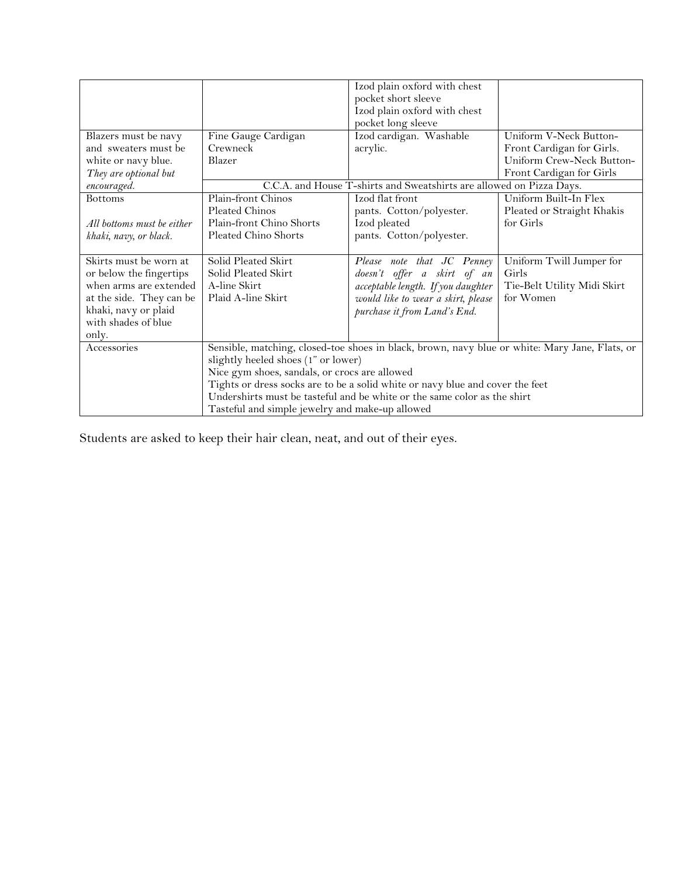| | | | |
|---|---|---|---|
| | | Izod plain oxford with chest pocket short sleeve<br>Izod plain oxford with chest pocket long sleeve | |
| Blazers must be navy and sweaters must be white or navy blue.<br>*They are optional but encouraged.* | Fine Gauge Cardigan<br>Crewneck<br>Blazer | Izod cardigan. Washable acrylic. | Uniform V-Neck Button-Front Cardigan for Girls.<br>Uniform Crew-Neck Button-Front Cardigan for Girls |
| | C.C.A. and House T-shirts and Sweatshirts are allowed on Pizza Days. | | |
| Bottoms<br><br>*All bottoms must be either khaki, navy, or black.* | Plain-front Chinos<br>Pleated Chinos<br>Plain-front Chino Shorts<br>Pleated Chino Shorts | Izod flat front pants. Cotton/polyester.<br>Izod pleated pants. Cotton/polyester. | Uniform Built-In Flex Pleated or Straight Khakis for Girls |
| Skirts must be worn at or below the fingertips when arms are extended at the side. They can be khaki, navy or plaid with shades of blue only. | Solid Pleated Skirt<br>Solid Pleated Skirt<br>A-line Skirt<br>Plaid A-line Skirt | *Please note that JC Penney doesn't offer a skirt of an acceptable length. If you daughter would like to wear a skirt, please purchase it from Land's End.* | Uniform Twill Jumper for Girls<br>Tie-Belt Utility Midi Skirt for Women |
| Accessories | Sensible, matching, closed-toe shoes in black, brown, navy blue or white: Mary Jane, Flats, or slightly heeled shoes (1" or lower)<br>Nice gym shoes, sandals, or crocs are allowed<br>Tights or dress socks are to be a solid white or navy blue and cover the feet<br>Undershirts must be tasteful and be white or the same color as the shirt<br>Tasteful and simple jewelry and make-up allowed | | |

Students are asked to keep their hair clean, neat, and out of their eyes.